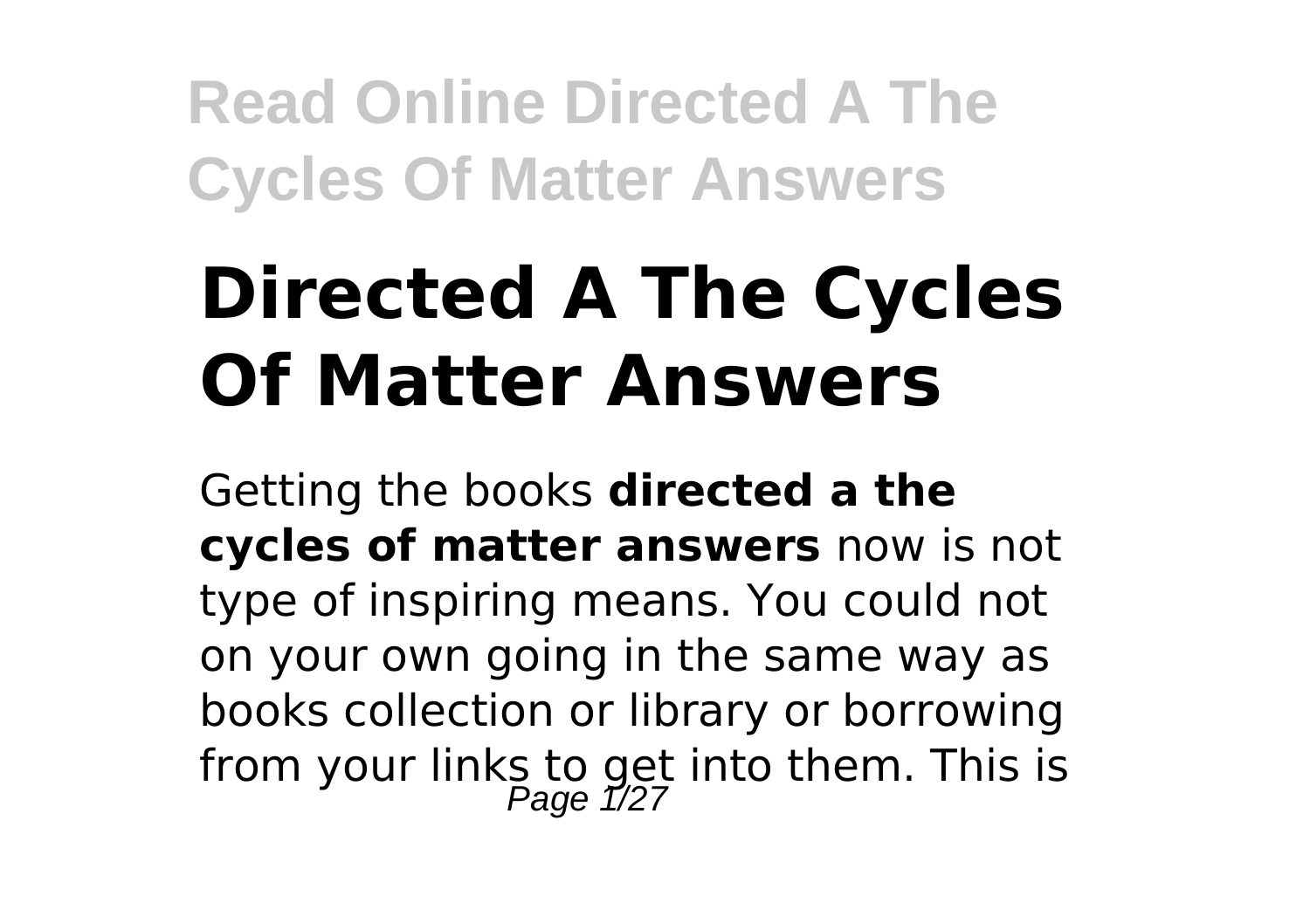# Directed A The Cycles Of Matter Answers

Getting the books **directed a the cycles of matter answers** now is not type of inspiring means. You could not on your own going in the same way as books collection or library or borrowing from your links to get into them. This is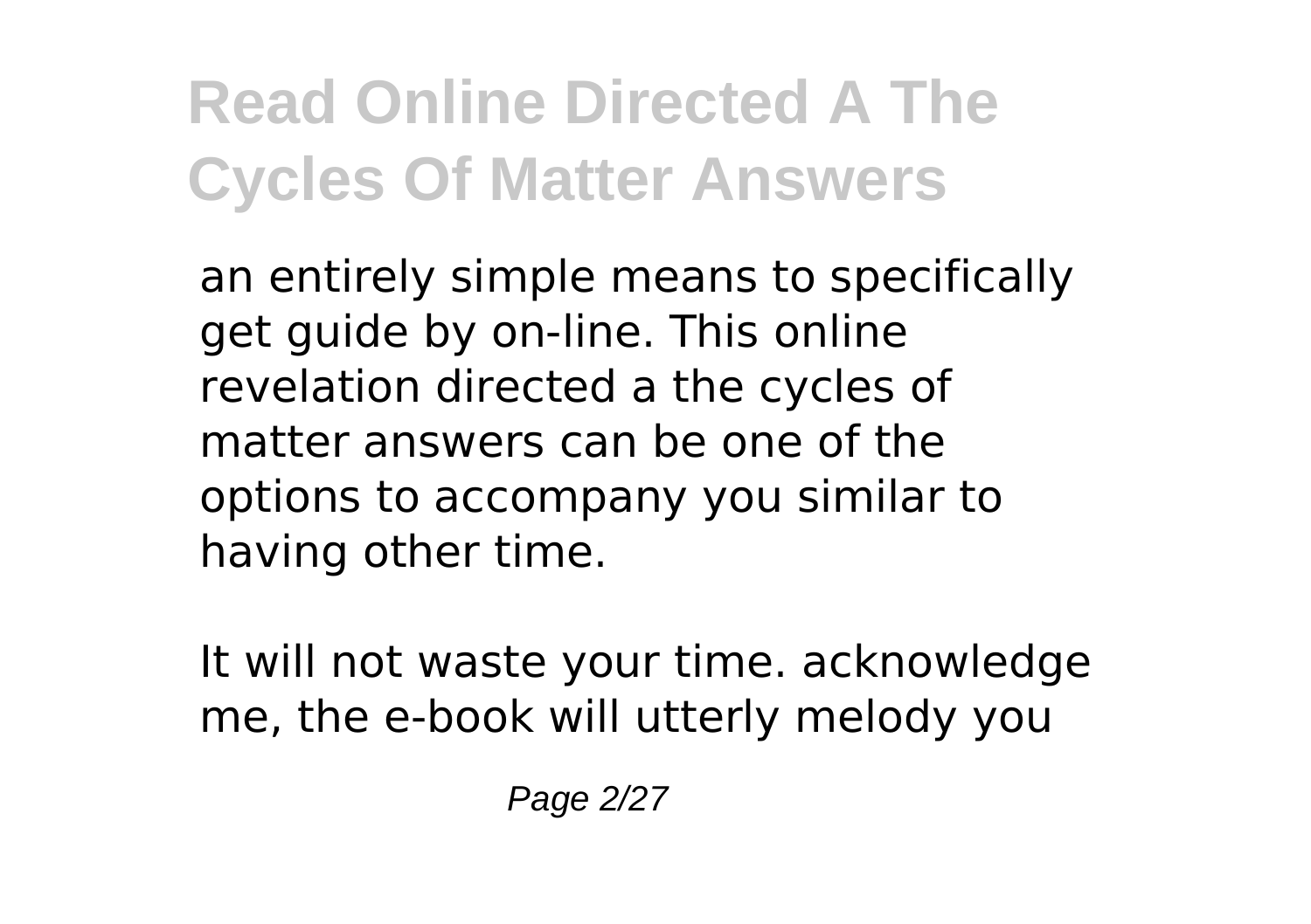an entirely simple means to specifically get guide by on-line. This online revelation directed a the cycles of matter answers can be one of the options to accompany you similar to having other time.

It will not waste your time. acknowledge me, the e-book will utterly melody you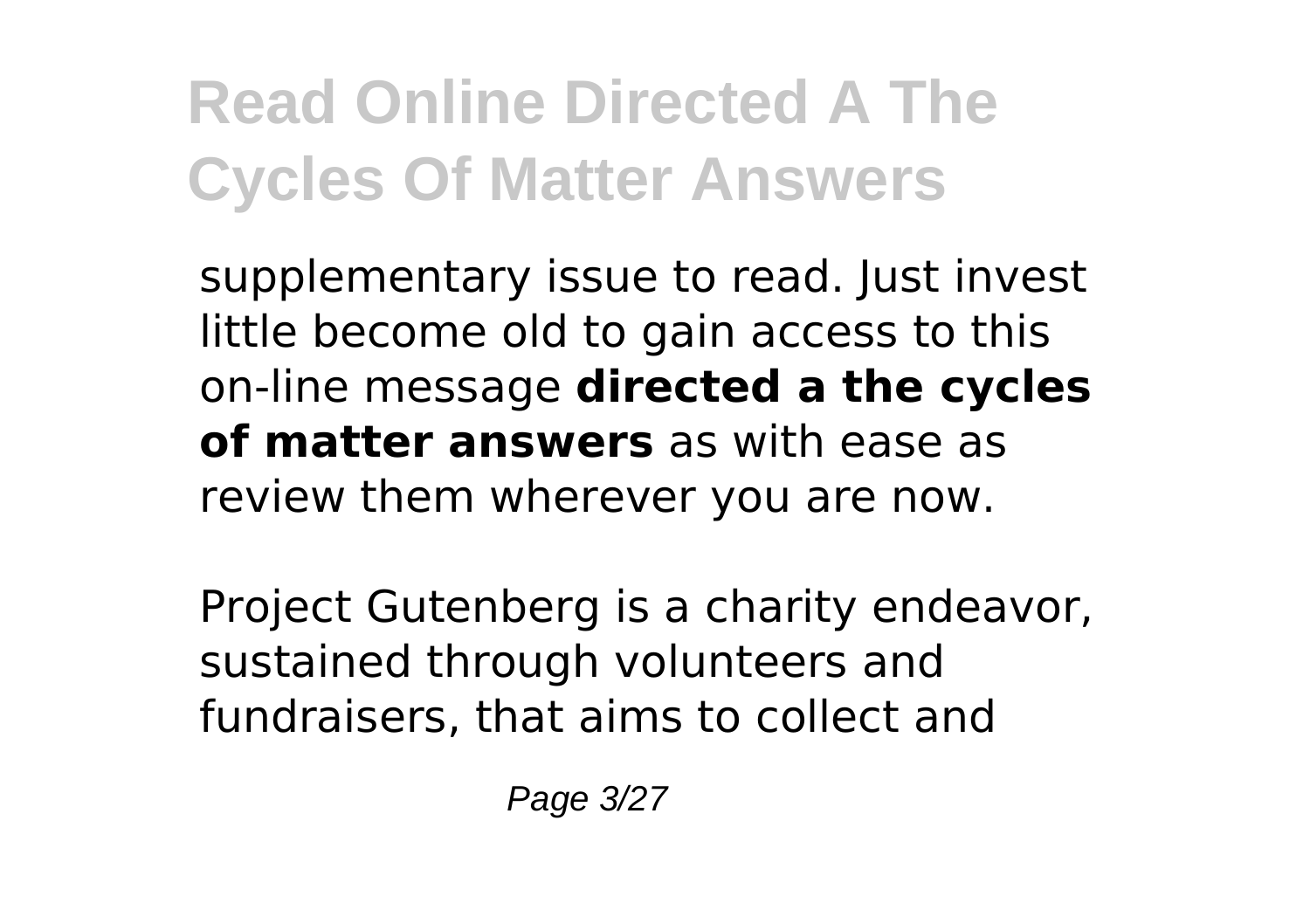supplementary issue to read. Just invest little become old to gain access to this on-line message **directed a the cycles of matter answers** as with ease as review them wherever you are now.

Project Gutenberg is a charity endeavor, sustained through volunteers and fundraisers, that aims to collect and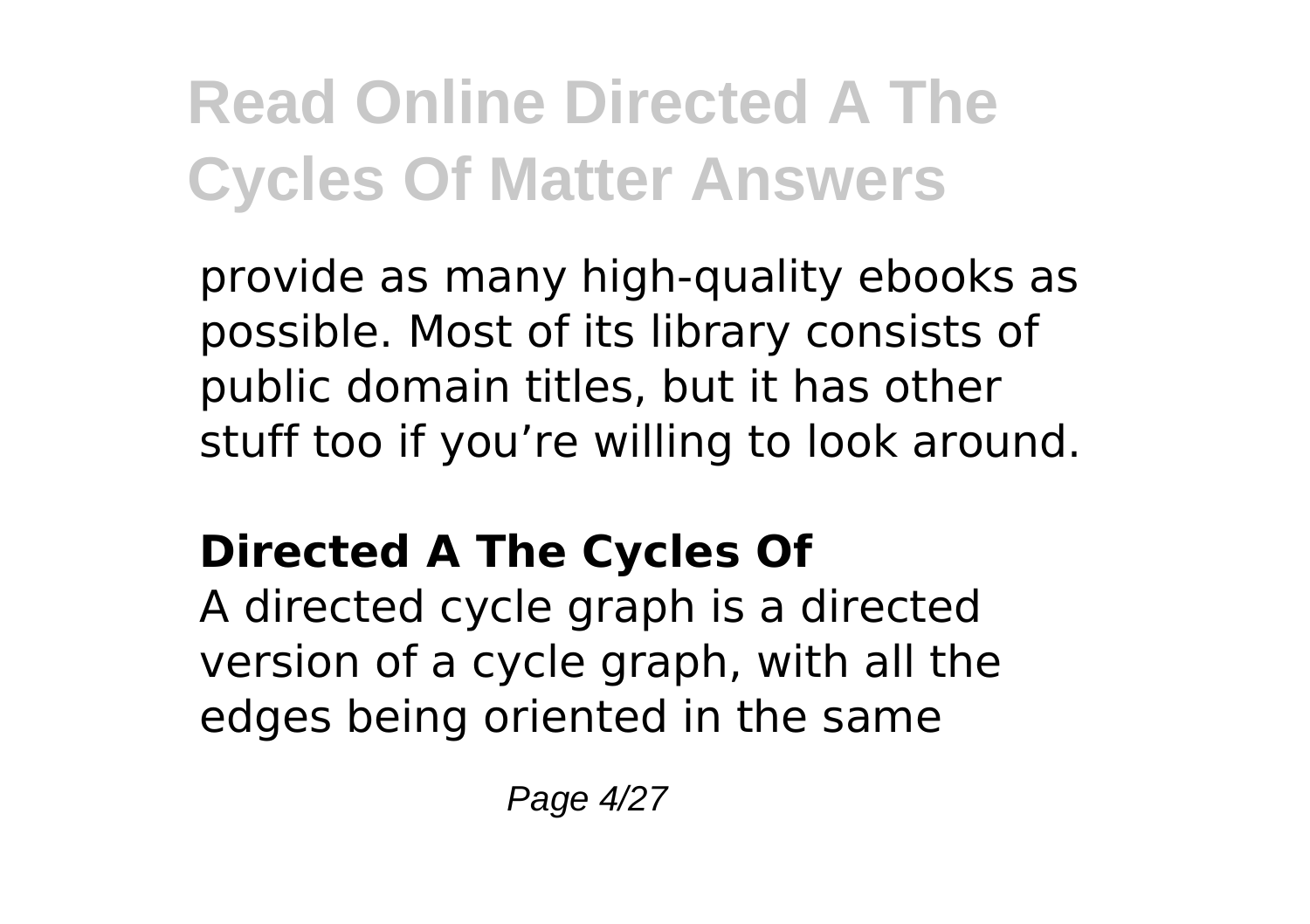provide as many high-quality ebooks as possible. Most of its library consists of public domain titles, but it has other stuff too if you're willing to look around.

### Directed A The Cycles Of

A directed cycle graph is a directed version of a cycle graph, with all the edges being oriented in the same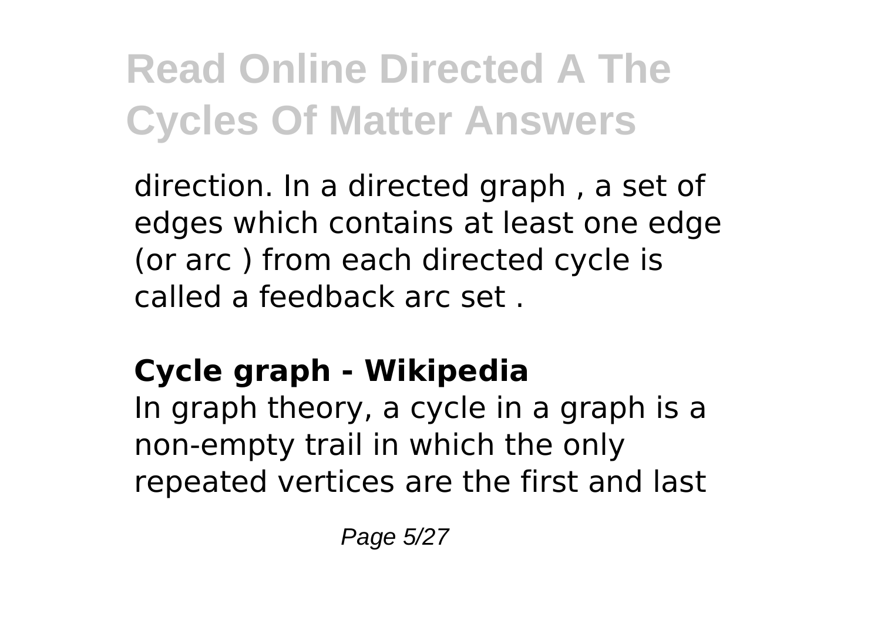direction. In a directed graph , a set of edges which contains at least one edge (or arc ) from each directed cycle is called a feedback arc set .

**Cycle graph - Wikipedia**

In graph theory, a cycle in a graph is a non-empty trail in which the only repeated vertices are the first and last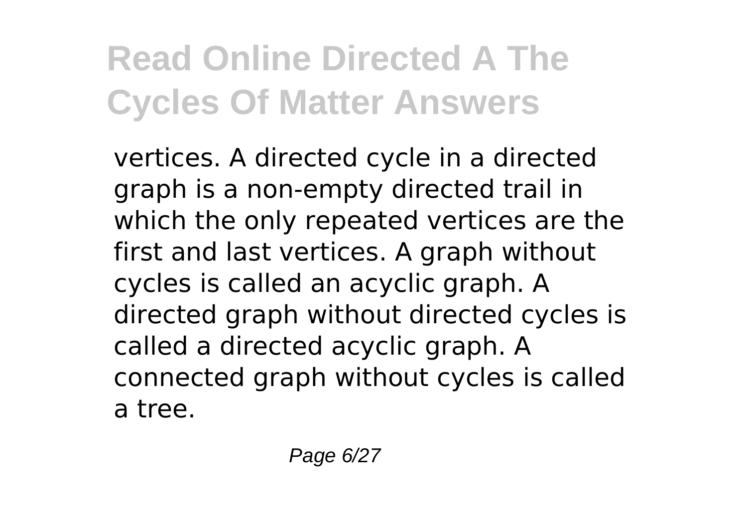vertices. A directed cycle in a directed graph is a non-empty directed trail in which the only repeated vertices are the first and last vertices. A graph without cycles is called an acyclic graph. A directed graph without directed cycles is called a directed acyclic graph. A connected graph without cycles is called a tree.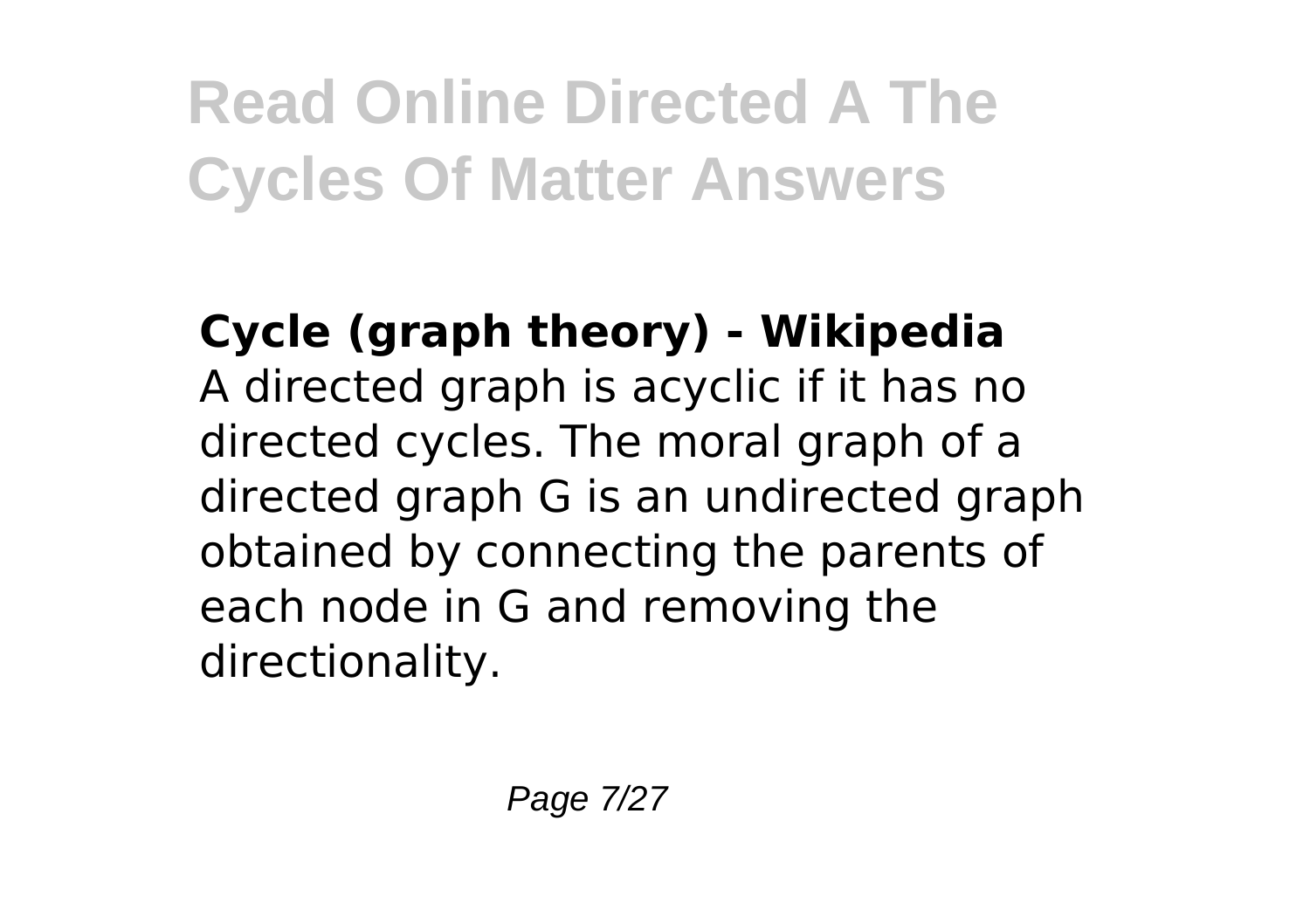# Read Online Directed A The Cycles Of Matter Answers

**Cycle (graph theory) - Wikipedia**

A directed graph is acyclic if it has no directed cycles. The moral graph of a directed graph G is an undirected graph obtained by connecting the parents of each node in G and removing the directionality.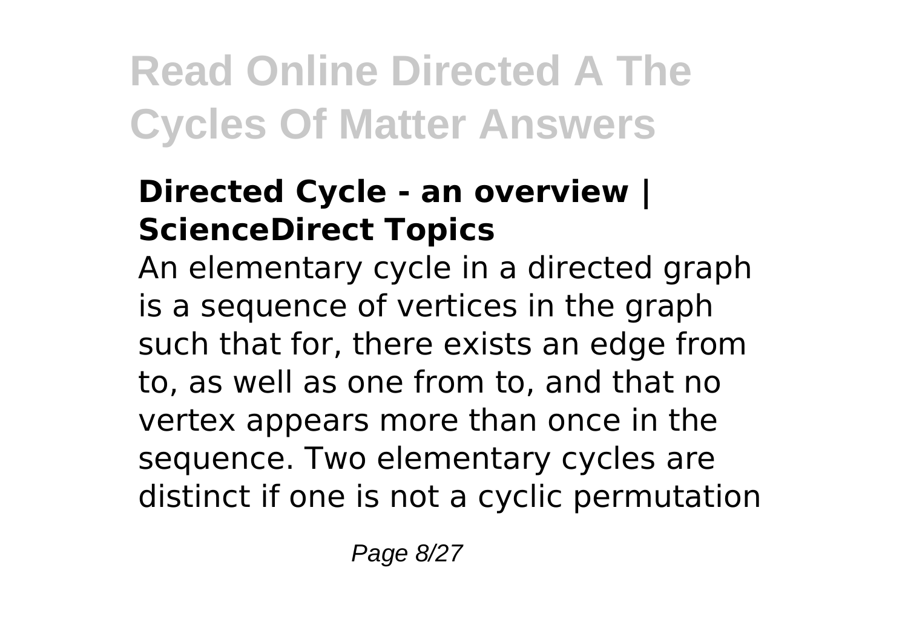## Directed Cycle - an overview | ScienceDirect Topics

An elementary cycle in a directed graph is a sequence of vertices in the graph such that for, there exists an edge from to, as well as one from to, and that no vertex appears more than once in the sequence. Two elementary cycles are distinct if one is not a cyclic permutation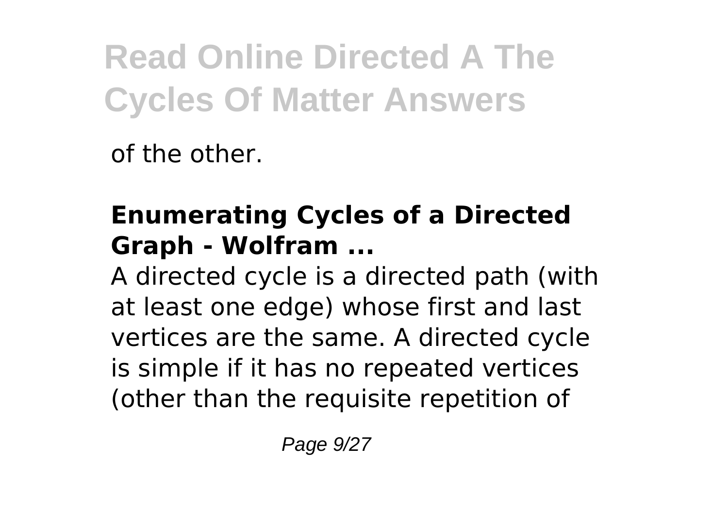of the other.

**Enumerating Cycles of a Directed Graph - Wolfram ...**

A directed cycle is a directed path (with at least one edge) whose first and last vertices are the same. A directed cycle is simple if it has no repeated vertices (other than the requisite repetition of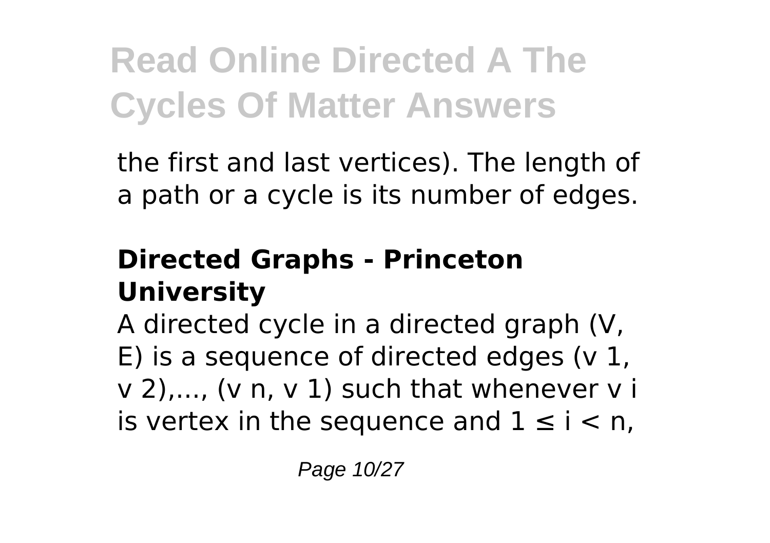the first and last vertices). The length of a path or a cycle is its number of edges.

### Directed Graphs - Princeton University

A directed cycle in a directed graph (V, E) is a sequence of directed edges ($v_1$, $v_2$),..., ($v_n$, $v_1$) such that whenever $v_i$ is vertex in the sequence and $1 \leq i < n$,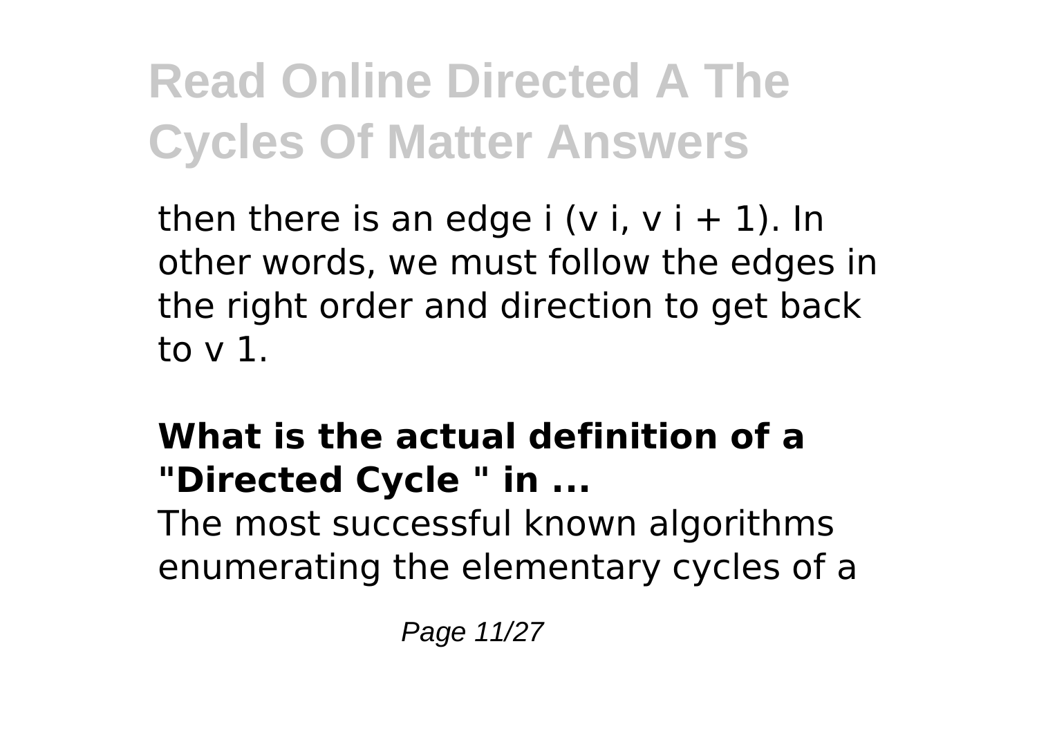then there is an edge $i$ ($v_i$, $v_{i+1}$). In other words, we must follow the edges in the right order and direction to get back to $v_1$.

### What is the actual definition of a "Directed Cycle " in ...

The most successful known algorithms enumerating the elementary cycles of a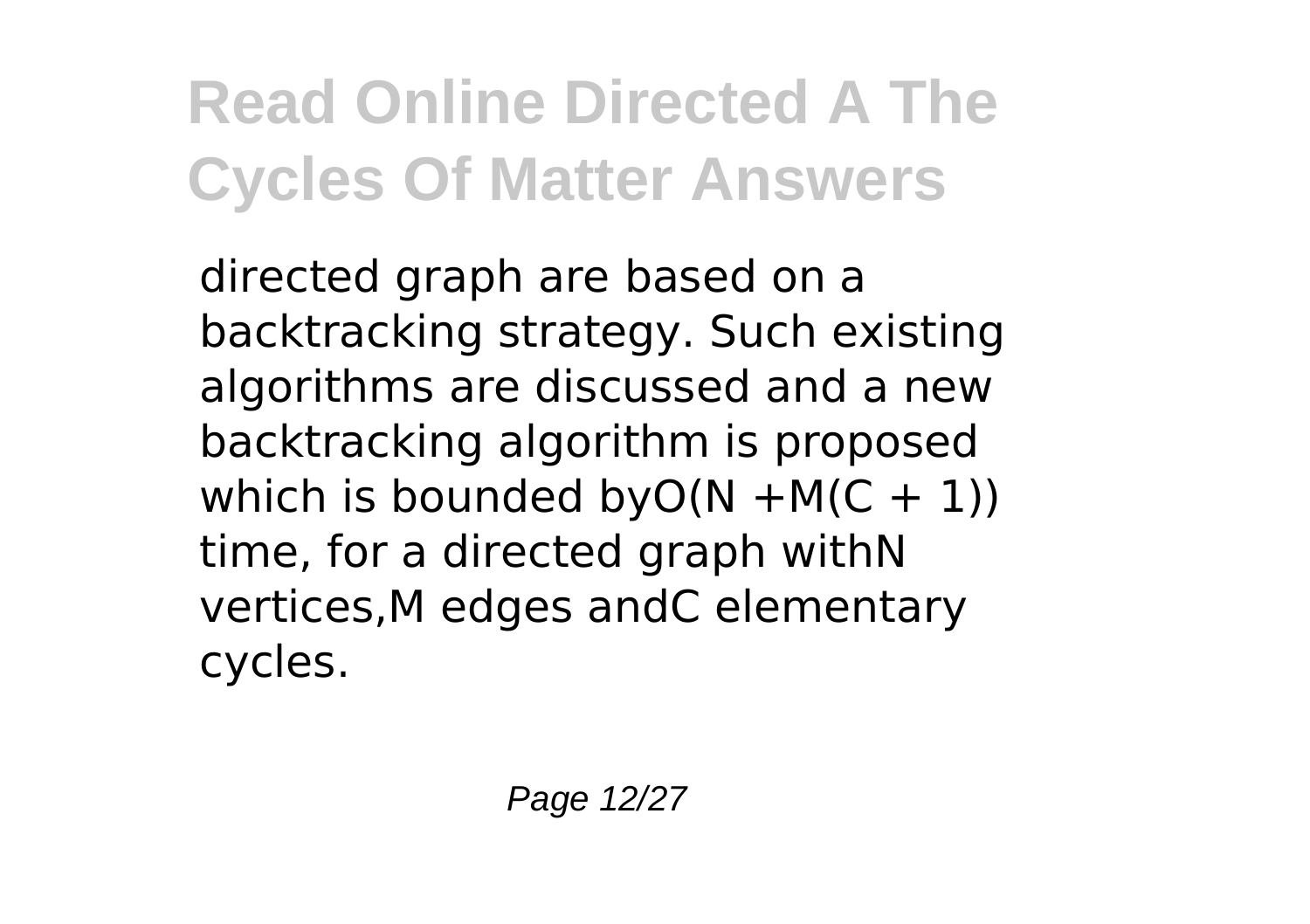directed graph are based on a backtracking strategy. Such existing algorithms are discussed and a new backtracking algorithm is proposed which is bounded by $O(N + M(C + 1))$ time, for a directed graph with $N$ vertices, $M$ edges and $C$ elementary cycles.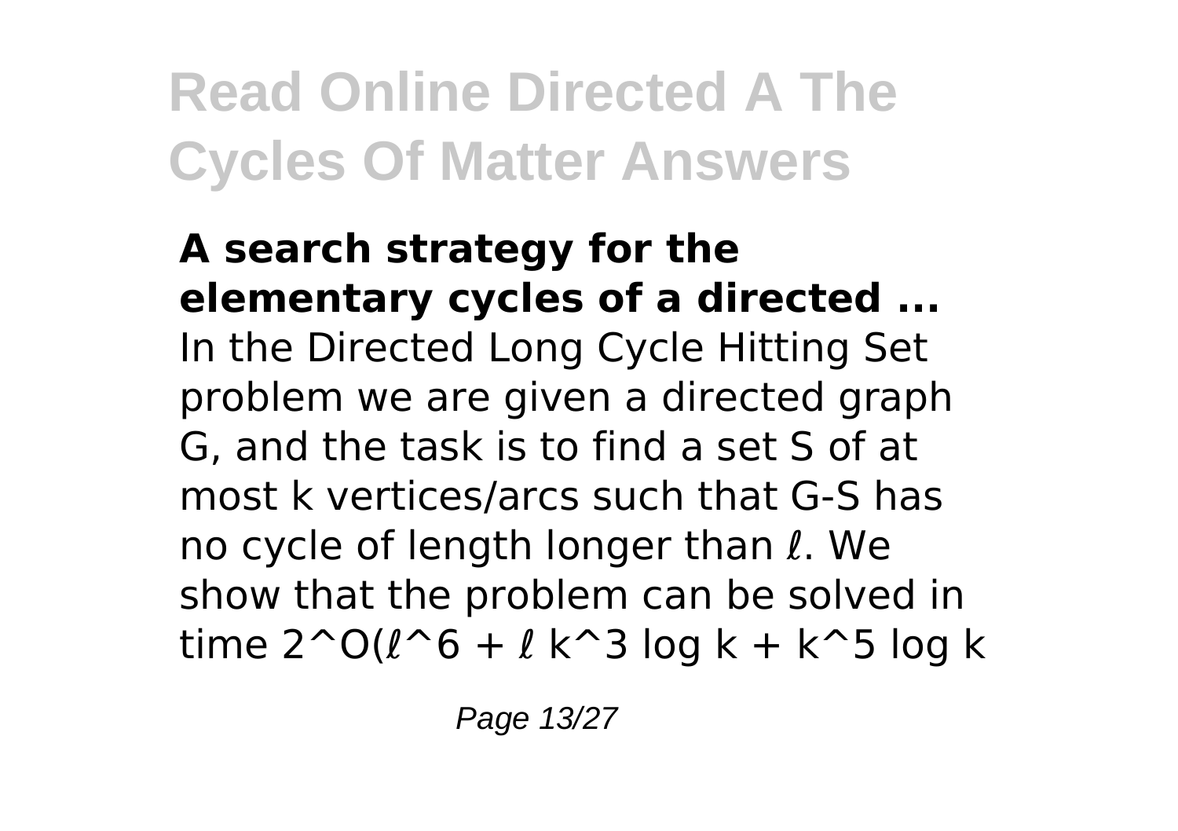**A search strategy for the elementary cycles of a directed ...**

In the Directed Long Cycle Hitting Set problem we are given a directed graph G, and the task is to find a set S of at most k vertices/arcs such that G-S has no cycle of length longer than $\ell$. We show that the problem can be solved in time $2^{O(\ell^6 + \ell k^3 \log k + k^5 \log k$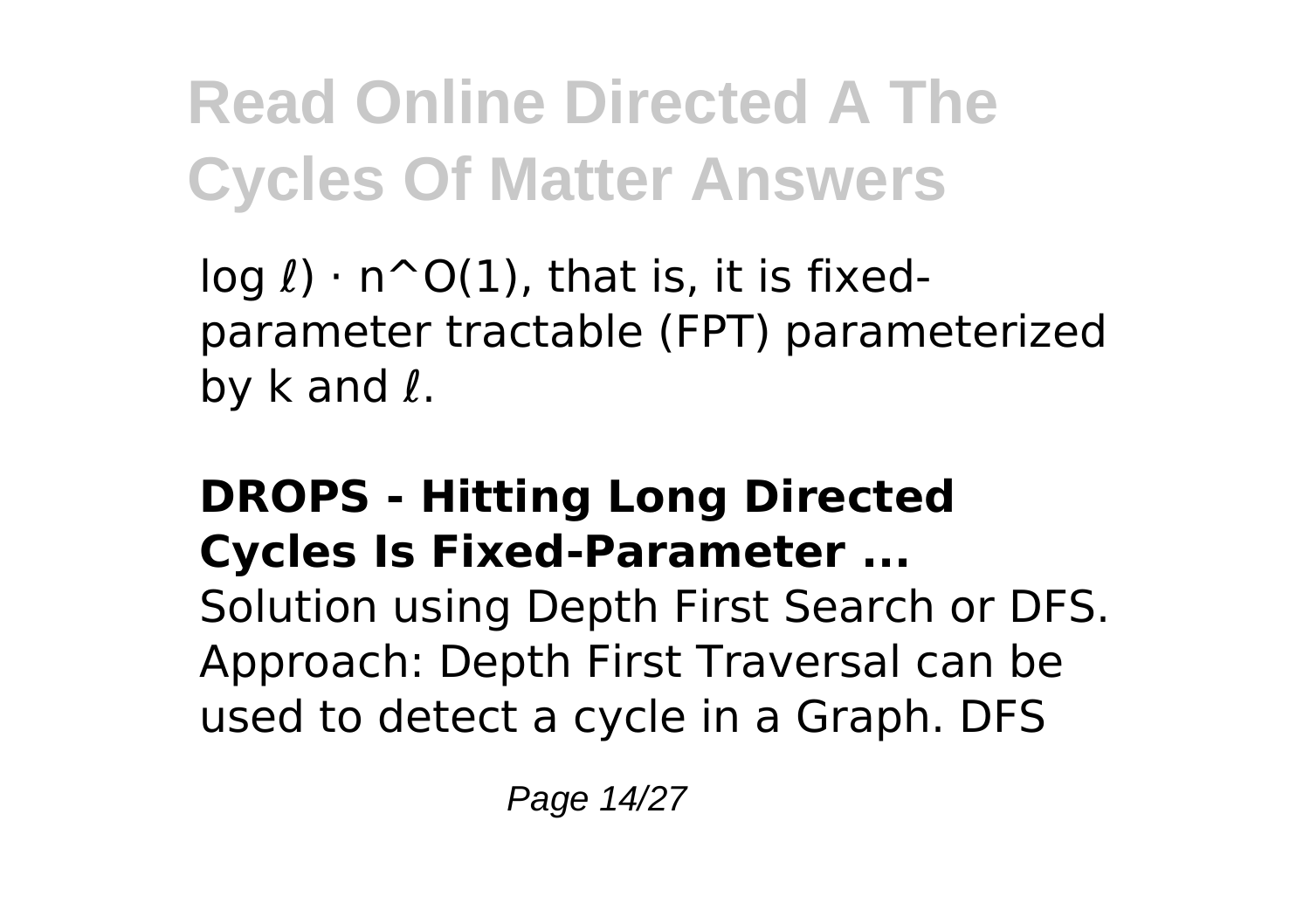log $\ell$) · n^O(1), that is, it is fixed-parameter tractable (FPT) parameterized by k and $\ell$.

### DROPS - Hitting Long Directed Cycles Is Fixed-Parameter ...

Solution using Depth First Search or DFS. Approach: Depth First Traversal can be used to detect a cycle in a Graph. DFS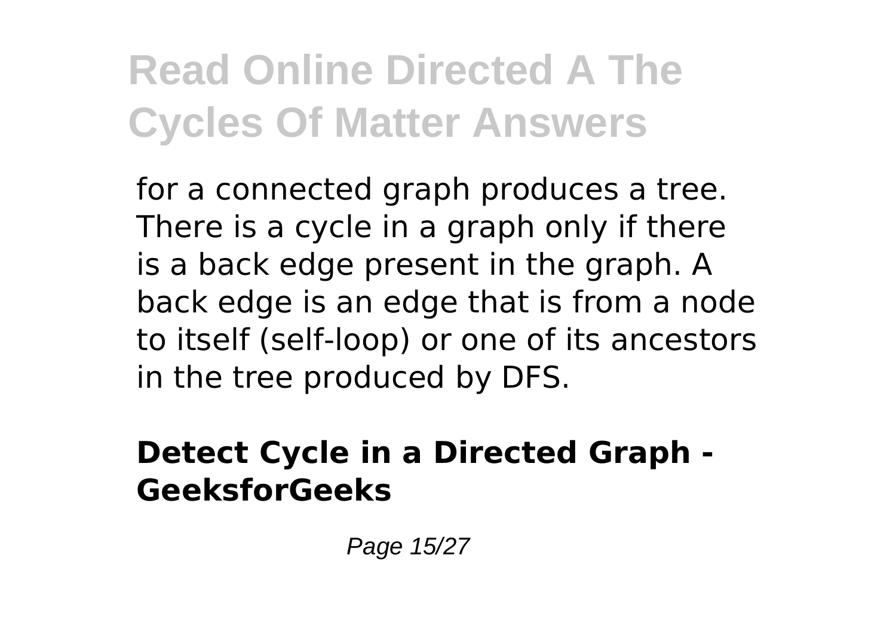for a connected graph produces a tree. There is a cycle in a graph only if there is a back edge present in the graph. A back edge is an edge that is from a node to itself (self-loop) or one of its ancestors in the tree produced by DFS.

### Detect Cycle in a Directed Graph - GeeksforGeeks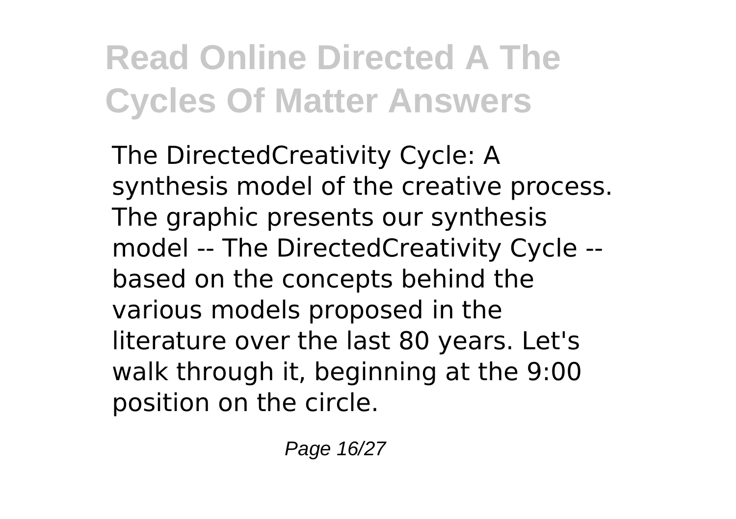# Read Online Directed A The Cycles Of Matter Answers

The DirectedCreativity Cycle: A synthesis model of the creative process. The graphic presents our synthesis model -- The DirectedCreativity Cycle -- based on the concepts behind the various models proposed in the literature over the last 80 years. Let's walk through it, beginning at the 9:00 position on the circle.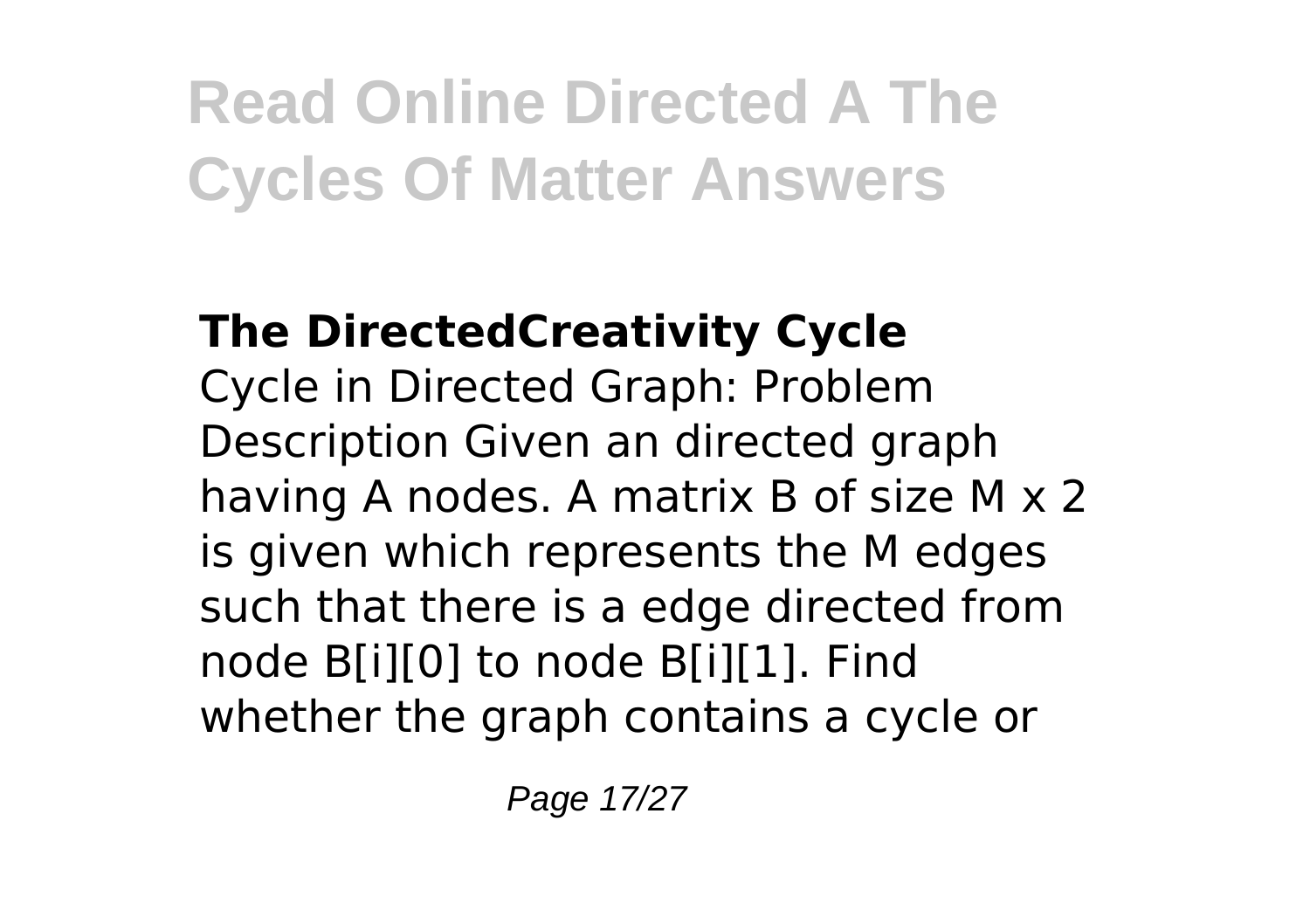# Read Online Directed A The Cycles Of Matter Answers

### The DirectedCreativity Cycle

Cycle in Directed Graph: Problem Description Given an directed graph having A nodes. A matrix B of size M x 2 is given which represents the M edges such that there is a edge directed from node B[i][0] to node B[i][1]. Find whether the graph contains a cycle or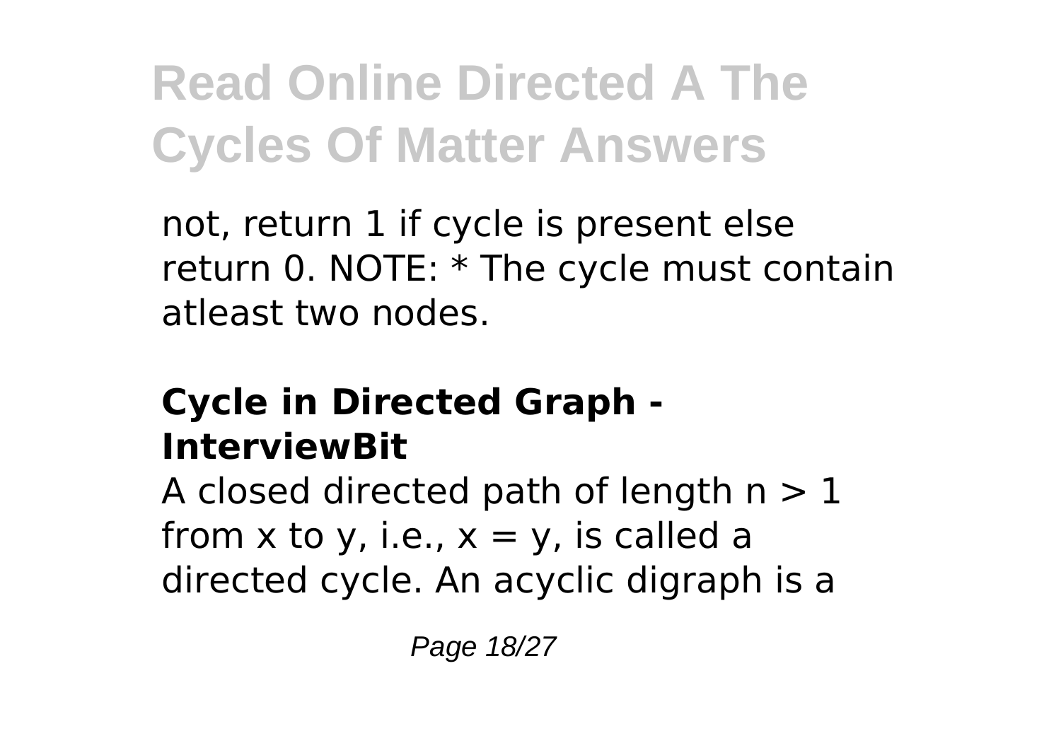not, return 1 if cycle is present else return 0. NOTE: * The cycle must contain atleast two nodes.

### Cycle in Directed Graph - InterviewBit

A closed directed path of length $n > 1$ from x to y, i.e., $x = y$, is called a directed cycle. An acyclic digraph is a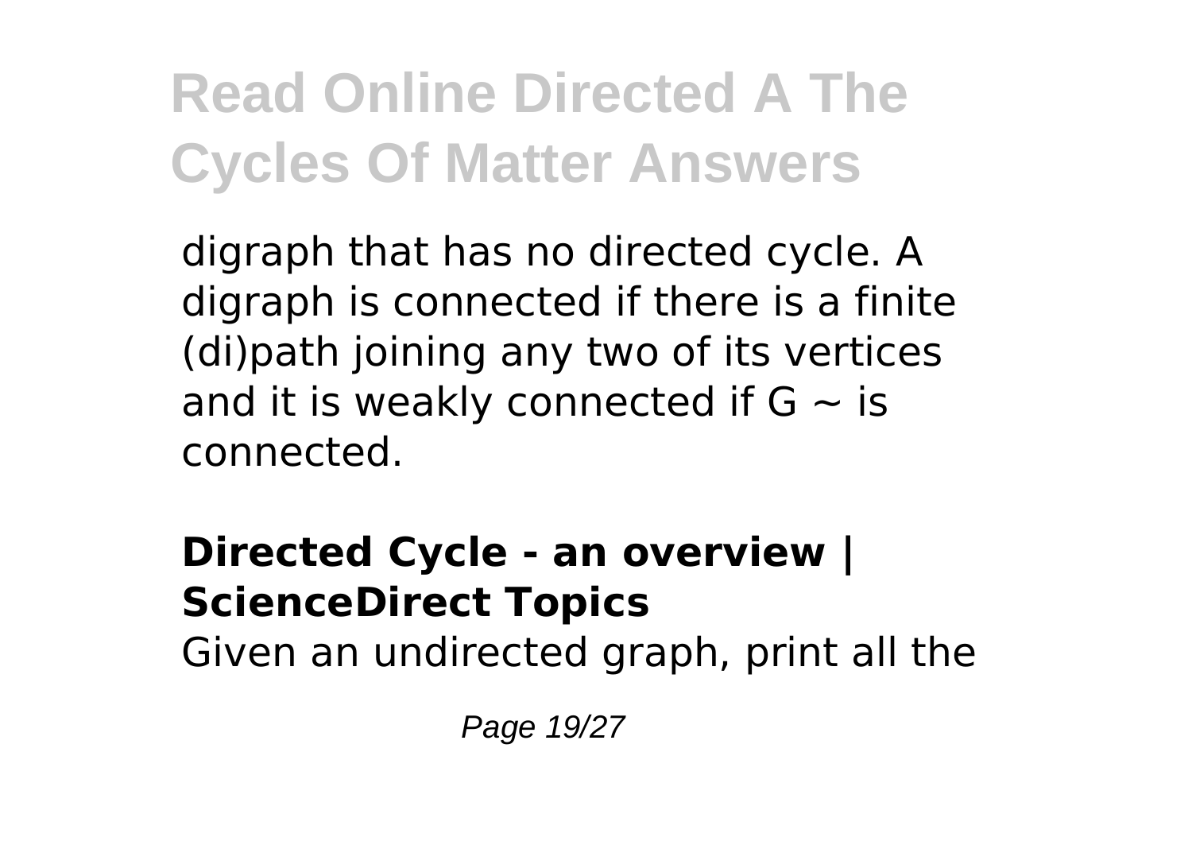digraph that has no directed cycle. A digraph is connected if there is a finite (di)path joining any two of its vertices and it is weakly connected if G ∼ is connected.

**Directed Cycle - an overview | ScienceDirect Topics**

Given an undirected graph, print all the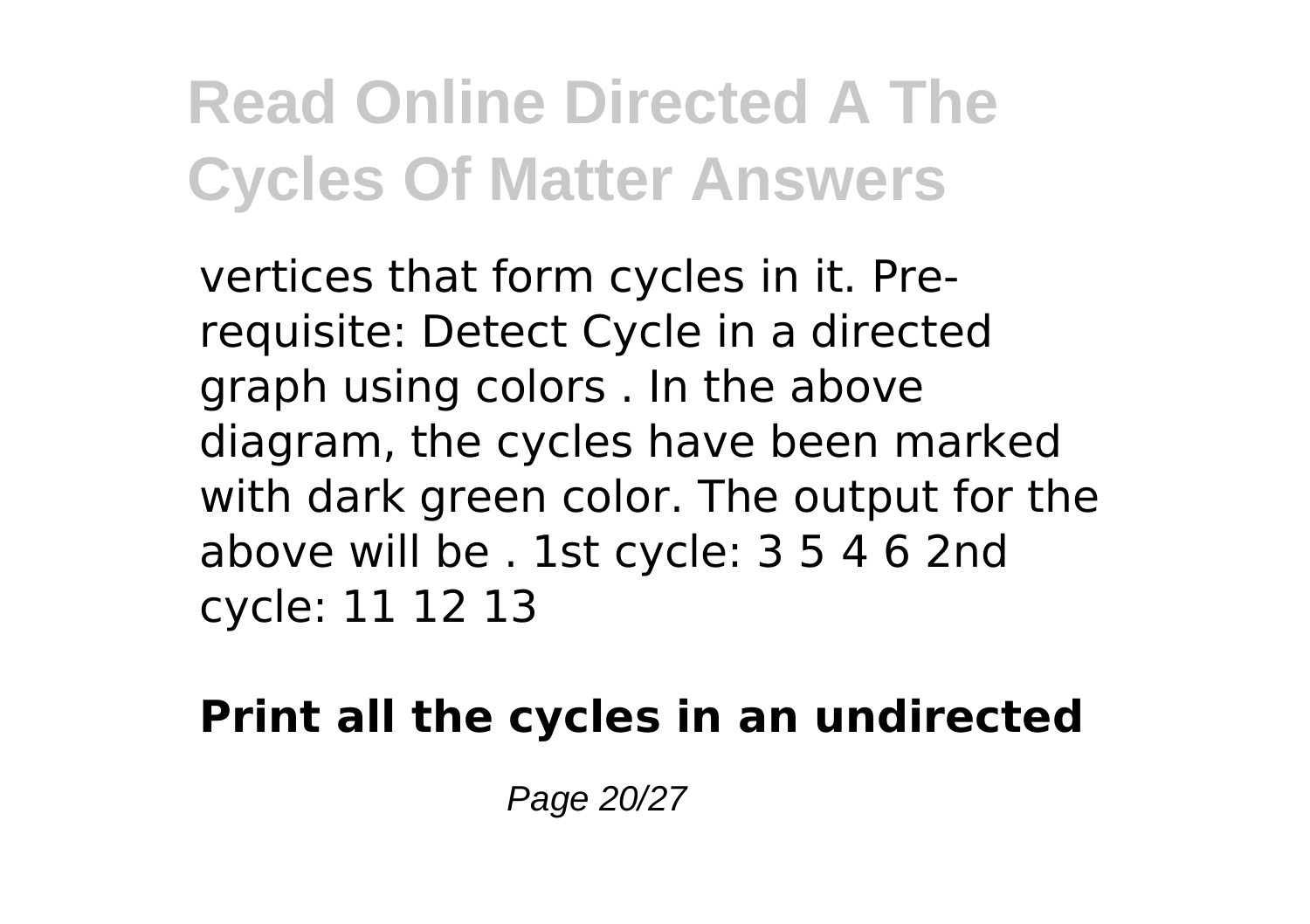vertices that form cycles in it. Pre-requisite: Detect Cycle in a directed graph using colors . In the above diagram, the cycles have been marked with dark green color. The output for the above will be . 1st cycle: 3 5 4 6 2nd cycle: 11 12 13

**Print all the cycles in an undirected**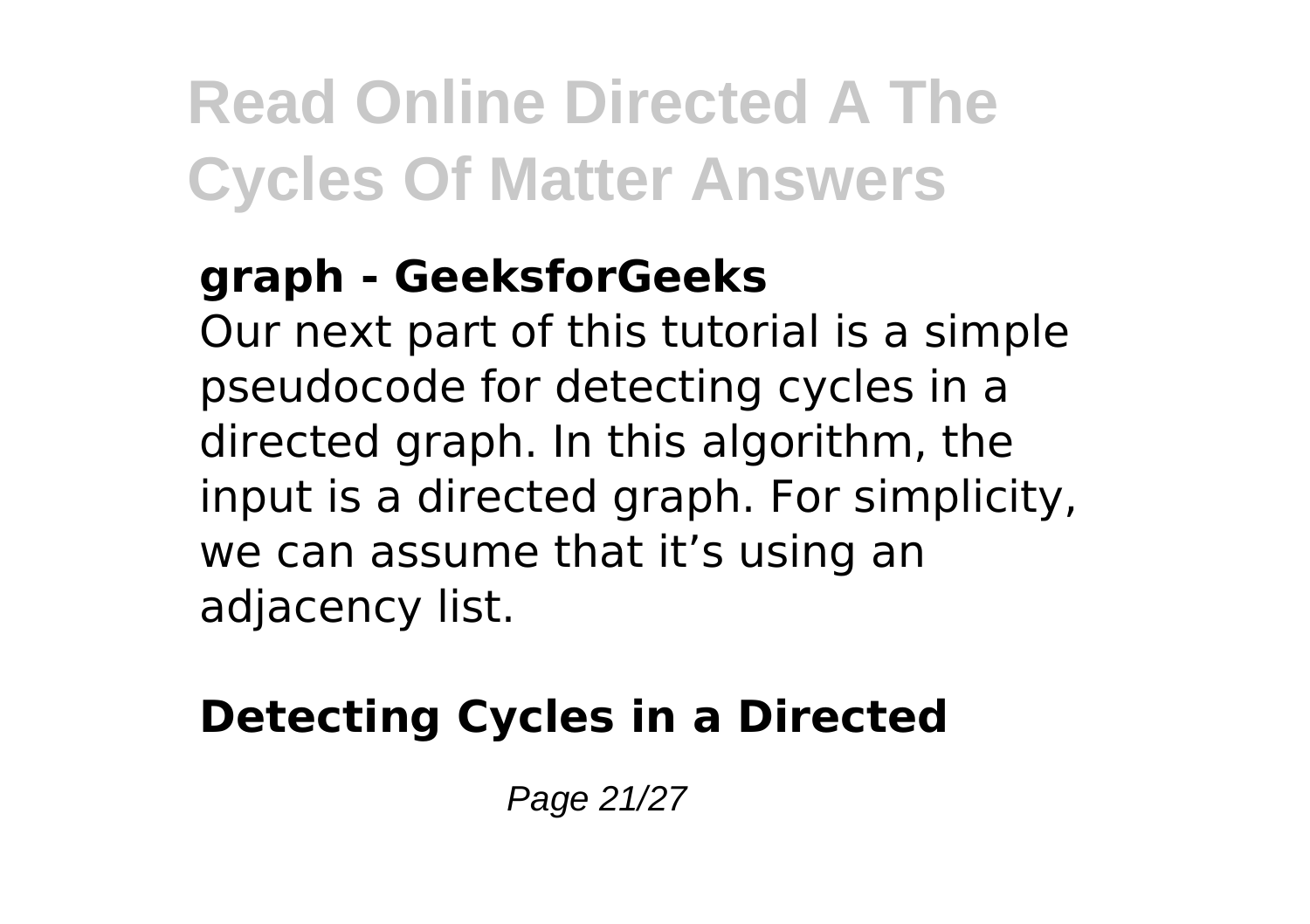**graph - GeeksforGeeks**

Our next part of this tutorial is a simple pseudocode for detecting cycles in a directed graph. In this algorithm, the input is a directed graph. For simplicity, we can assume that it’s using an adjacency list.

**Detecting Cycles in a Directed**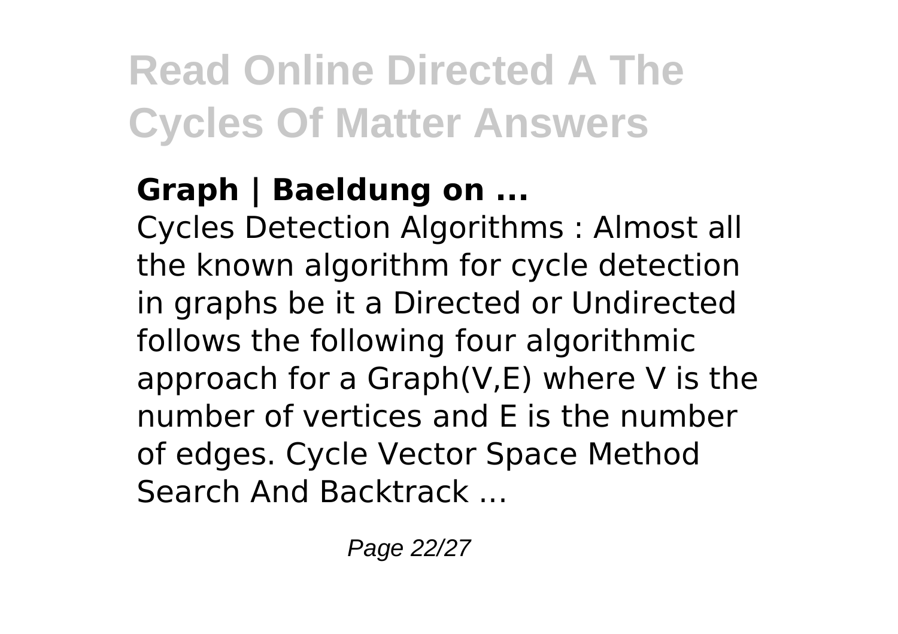**Graph | Baeldung on ...**

Cycles Detection Algorithms : Almost all the known algorithm for cycle detection in graphs be it a Directed or Undirected follows the following four algorithmic approach for a Graph(V,E) where V is the number of vertices and E is the number of edges. Cycle Vector Space Method Search And Backtrack ...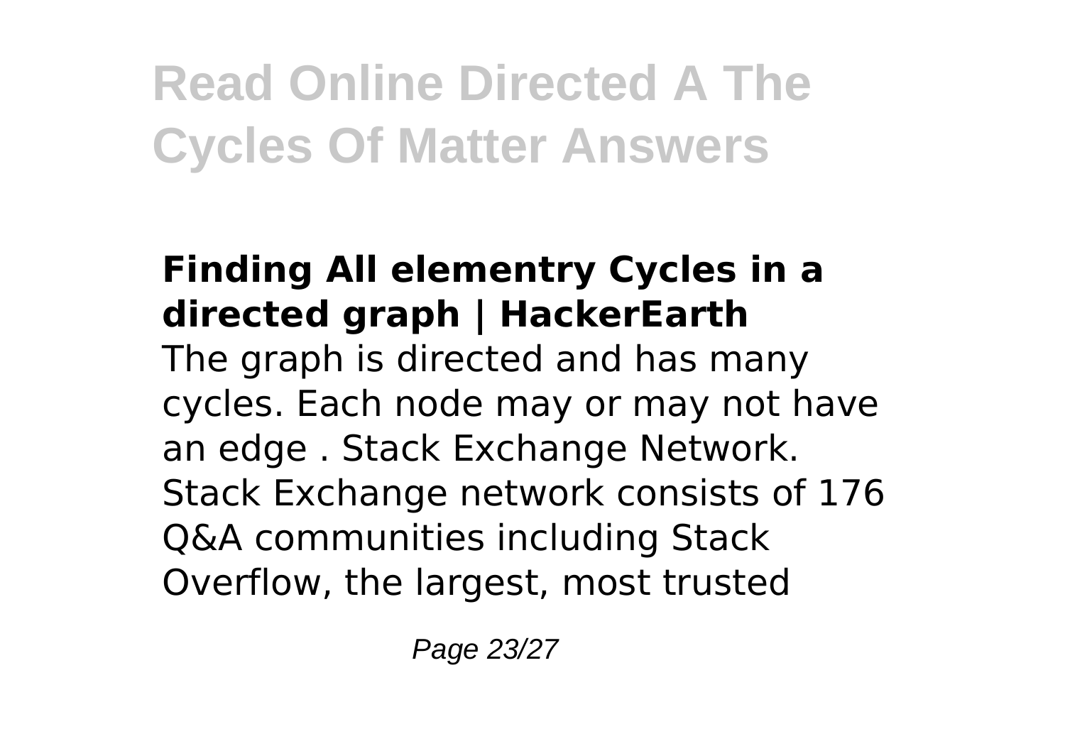### Finding All elementry Cycles in a directed graph | HackerEarth

The graph is directed and has many cycles. Each node may or may not have an edge . Stack Exchange Network. Stack Exchange network consists of 176 Q&A communities including Stack Overflow, the largest, most trusted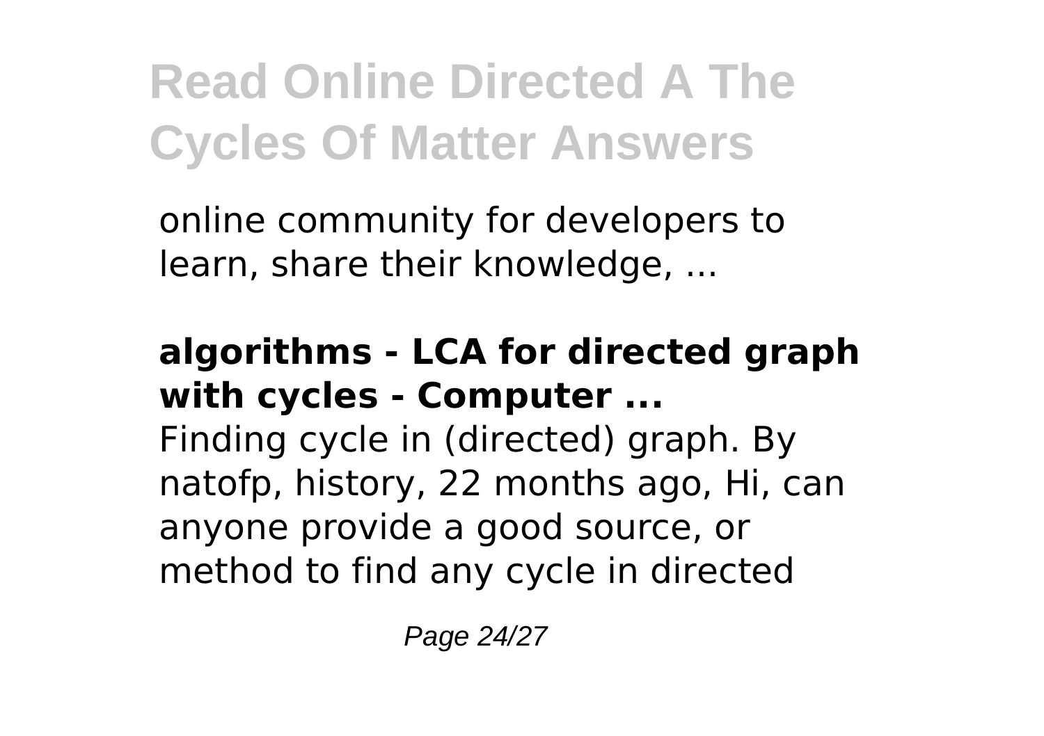online community for developers to learn, share their knowledge, ...

**algorithms - LCA for directed graph with cycles - Computer ...**

Finding cycle in (directed) graph. By natofp, history, 22 months ago, Hi, can anyone provide a good source, or method to find any cycle in directed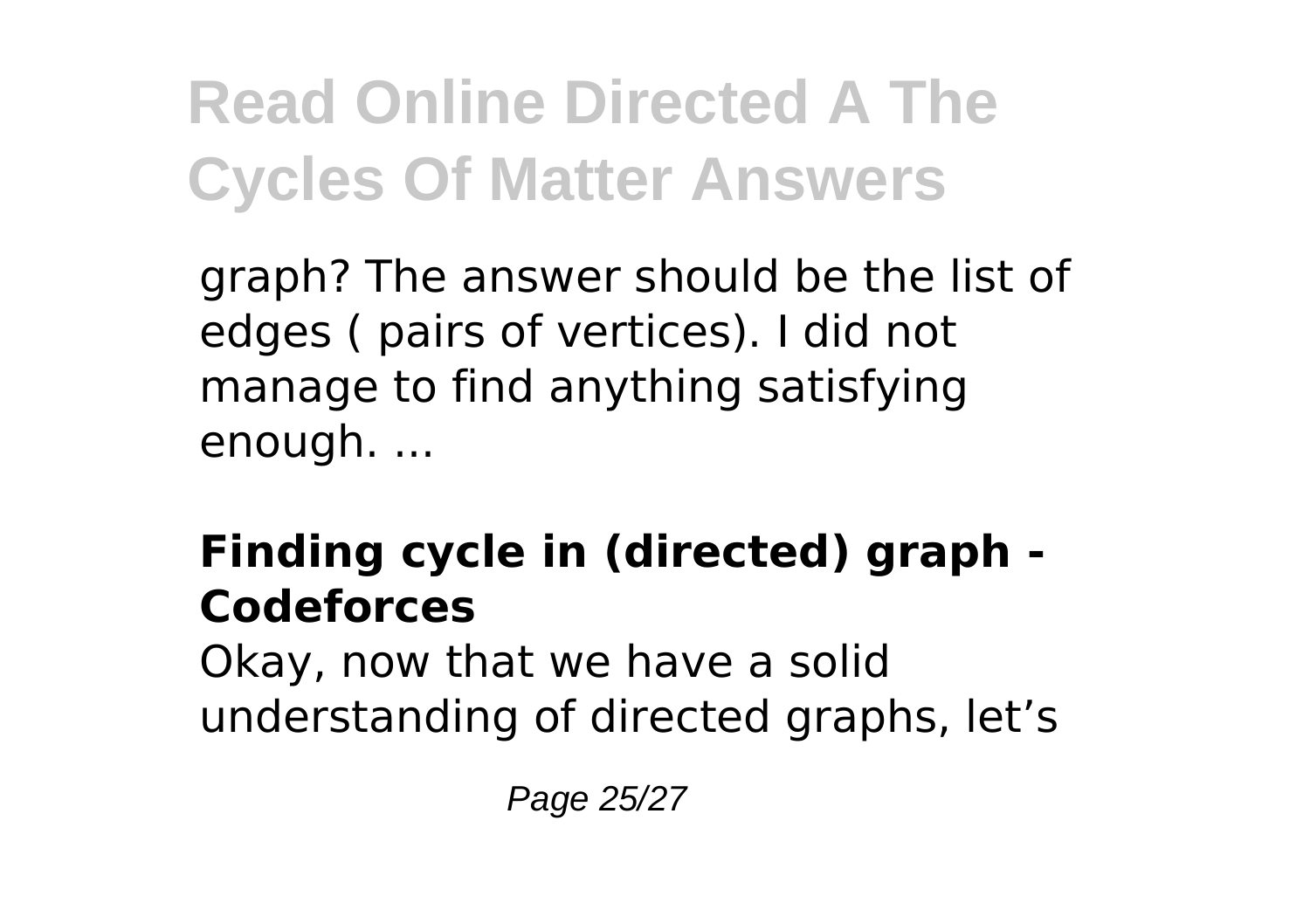graph? The answer should be the list of edges ( pairs of vertices). I did not manage to find anything satisfying enough. ...

## Finding cycle in (directed) graph - Codeforces

Okay, now that we have a solid understanding of directed graphs, let's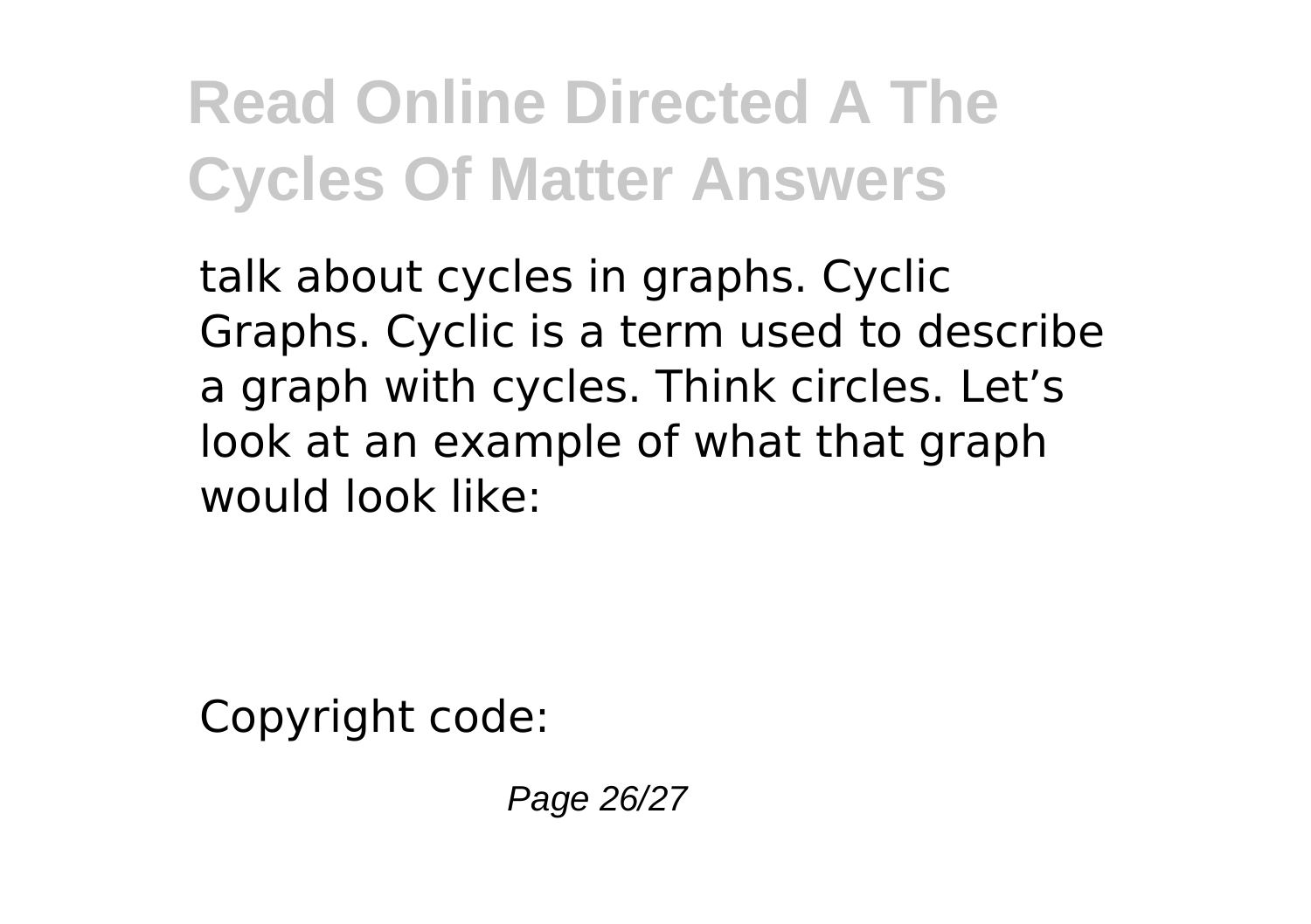talk about cycles in graphs. Cyclic Graphs. Cyclic is a term used to describe a graph with cycles. Think circles. Let's look at an example of what that graph would look like:

Copyright code: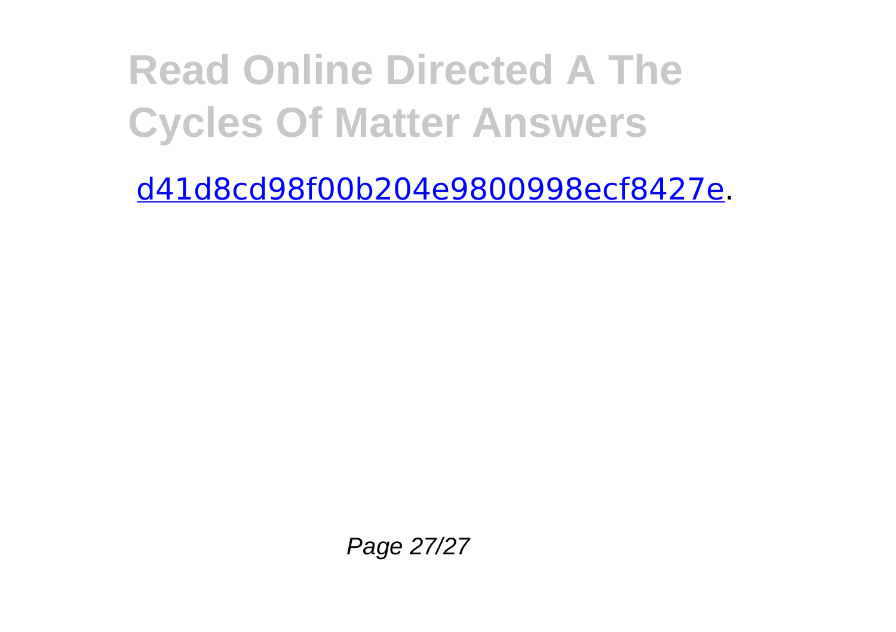d41d8cd98f00b204e9800998ecf8427e.